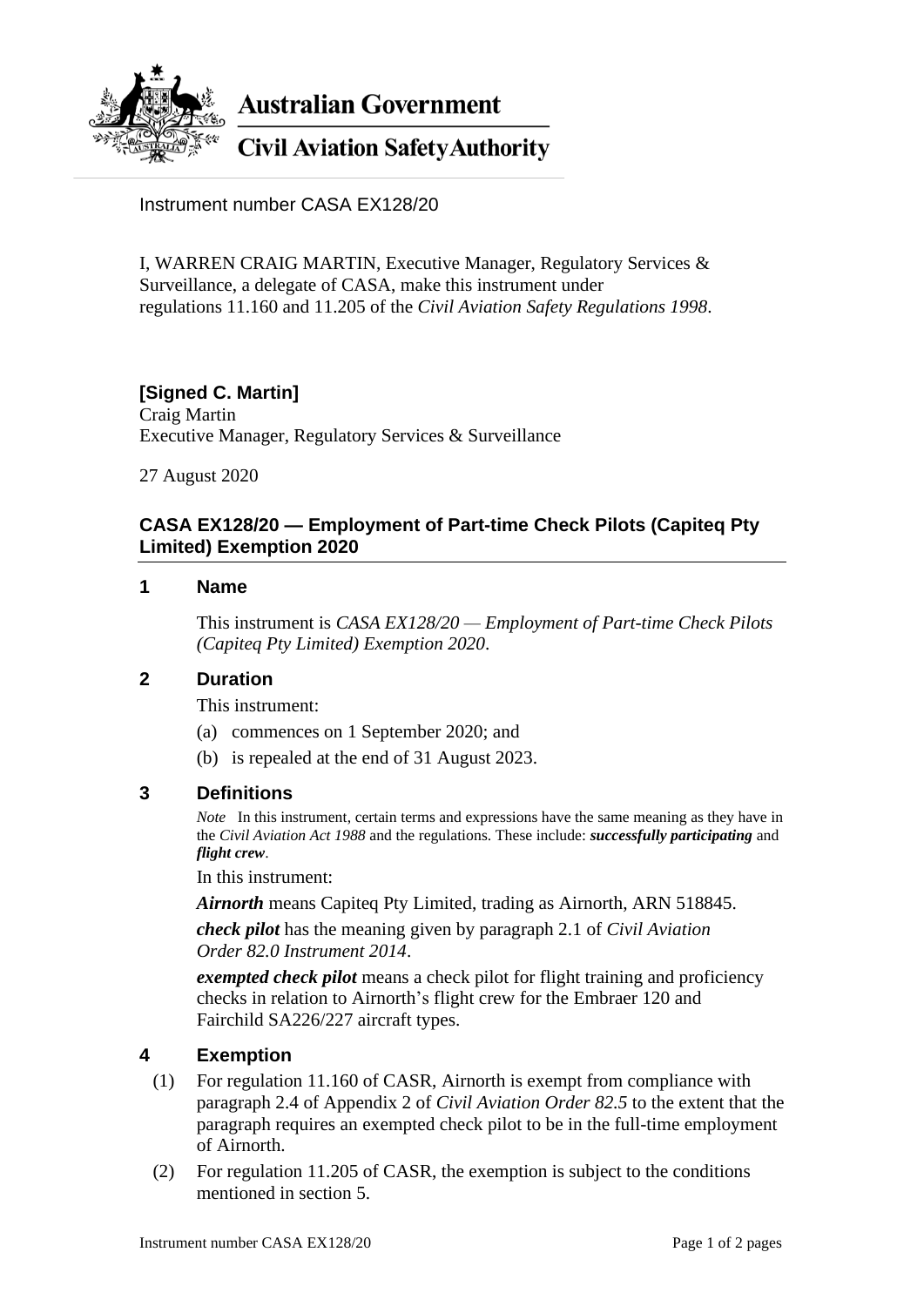Australian Government

Civil Aviation Safety Authority

Instrument number CASA EX128/20

I, WARREN CRAIG MARTIN, Executive Manager, Regulatory Services & Surveillance, a delegate of CASA, make this instrument under regulations 11.160 and 11.205 of the *Civil Aviation Safety Regulations 1998*.

**[Signed C. Martin]**
Craig Martin
Executive Manager, Regulatory Services & Surveillance

27 August 2020

## CASA EX128/20 — Employment of Part-time Check Pilots (Capiteq Pty Limited) Exemption 2020

### 1 Name

This instrument is *CASA EX128/20 — Employment of Part-time Check Pilots (Capiteq Pty Limited) Exemption 2020*.

### 2 Duration

This instrument:

(a) commences on 1 September 2020; and

(b) is repealed at the end of 31 August 2023.

### 3 Definitions

*Note* In this instrument, certain terms and expressions have the same meaning as they have in the *Civil Aviation Act 1988* and the regulations. These include: ***successfully participating*** and ***flight crew***.

In this instrument:

***Airnorth*** means Capiteq Pty Limited, trading as Airnorth, ARN 518845.

***check pilot*** has the meaning given by paragraph 2.1 of *Civil Aviation Order 82.0 Instrument 2014*.

***exempted check pilot*** means a check pilot for flight training and proficiency checks in relation to Airnorth's flight crew for the Embraer 120 and Fairchild SA226/227 aircraft types.

### 4 Exemption

(1) For regulation 11.160 of CASR, Airnorth is exempt from compliance with paragraph 2.4 of Appendix 2 of *Civil Aviation Order 82.5* to the extent that the paragraph requires an exempted check pilot to be in the full-time employment of Airnorth.

(2) For regulation 11.205 of CASR, the exemption is subject to the conditions mentioned in section 5.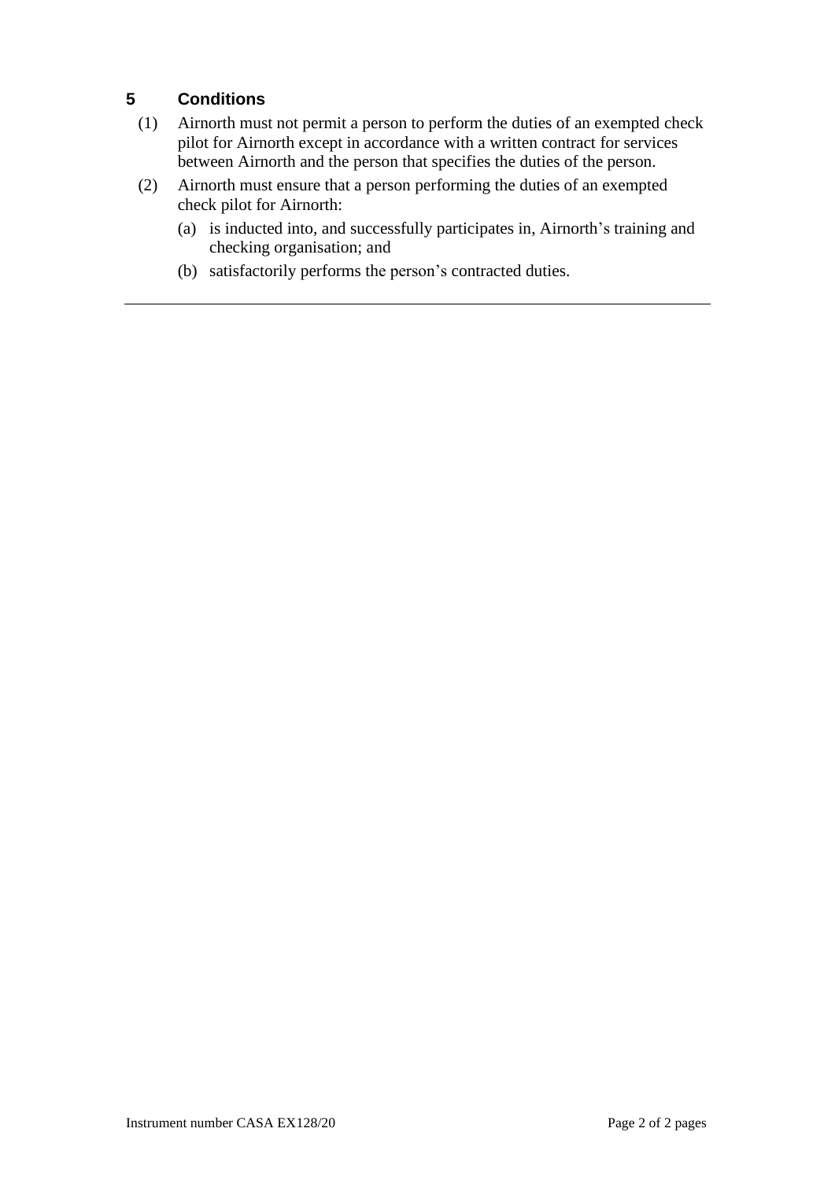## 5 Conditions

(1) Airnorth must not permit a person to perform the duties of an exempted check pilot for Airnorth except in accordance with a written contract for services between Airnorth and the person that specifies the duties of the person.

(2) Airnorth must ensure that a person performing the duties of an exempted check pilot for Airnorth:

(a) is inducted into, and successfully participates in, Airnorth's training and checking organisation; and

(b) satisfactorily performs the person's contracted duties.

---